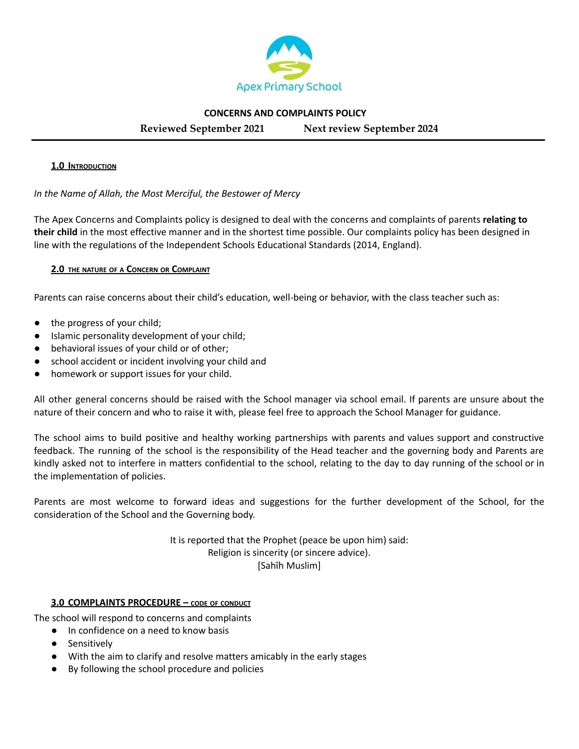Apex Primary School

**CONCERNS AND COMPLAINTS POLICY**

**Reviewed September 2021 Next review September 2024**

## 1.0 Introduction

*In the Name of Allah, the Most Merciful, the Bestower of Mercy*

The Apex Concerns and Complaints policy is designed to deal with the concerns and complaints of parents **relating to their child** in the most effective manner and in the shortest time possible. Our complaints policy has been designed in line with the regulations of the Independent Schools Educational Standards (2014, England).

## 2.0 The nature of a Concern or Complaint

Parents can raise concerns about their child's education, well-being or behavior, with the class teacher such as:

- the progress of your child;
- Islamic personality development of your child;
- behavioral issues of your child or of other;
- school accident or incident involving your child and
- homework or support issues for your child.

All other general concerns should be raised with the School manager via school email. If parents are unsure about the nature of their concern and who to raise it with, please feel free to approach the School Manager for guidance.

The school aims to build positive and healthy working partnerships with parents and values support and constructive feedback. The running of the school is the responsibility of the Head teacher and the governing body and Parents are kindly asked not to interfere in matters confidential to the school, relating to the day to day running of the school or in the implementation of policies.

Parents are most welcome to forward ideas and suggestions for the further development of the School, for the consideration of the School and the Governing body.

It is reported that the Prophet (peace be upon him) said:
Religion is sincerity (or sincere advice).
[Sahîh Muslim]

## 3.0 COMPLAINTS PROCEDURE – code of conduct

The school will respond to concerns and complaints

- In confidence on a need to know basis
- Sensitively
- With the aim to clarify and resolve matters amicably in the early stages
- By following the school procedure and policies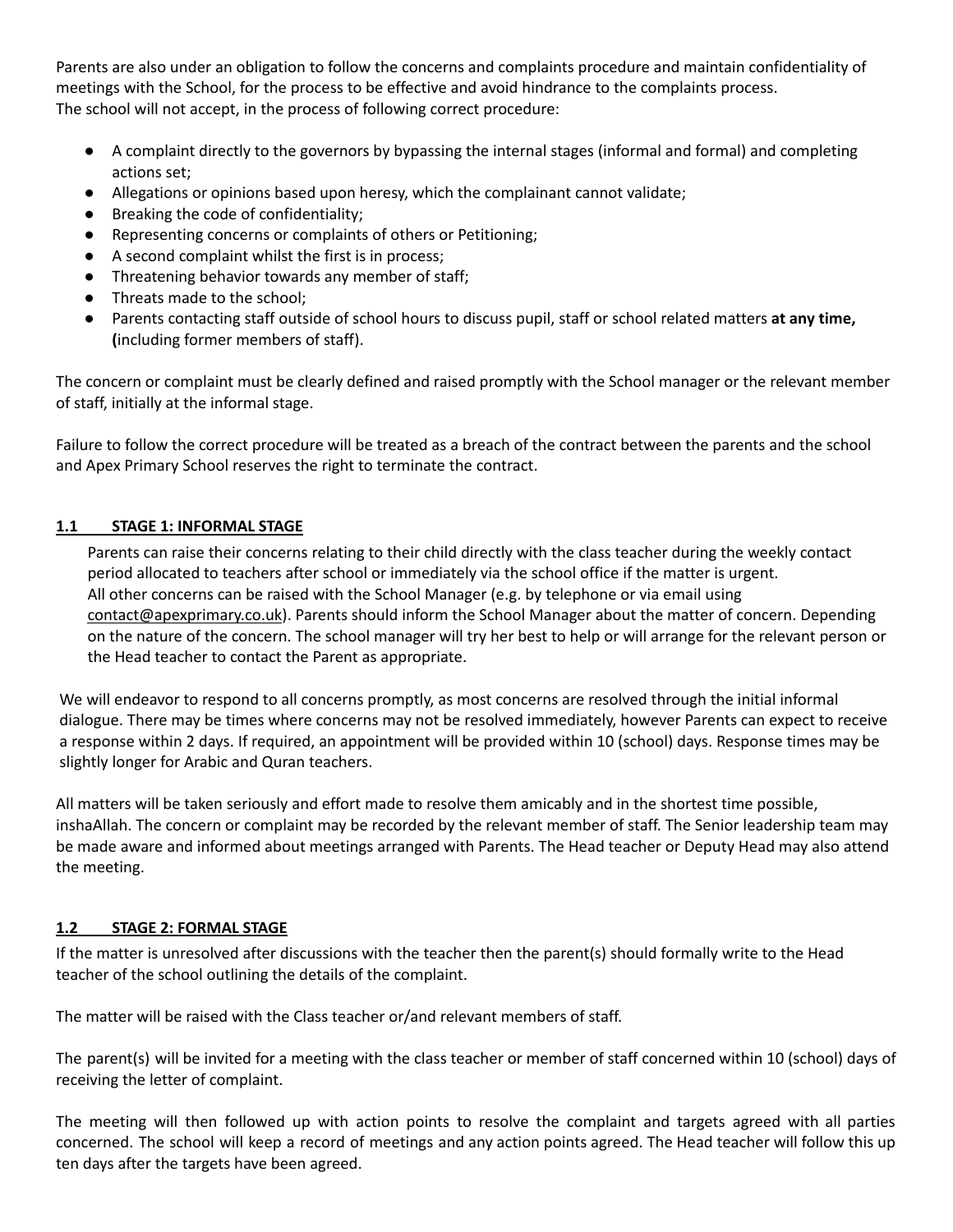Parents are also under an obligation to follow the concerns and complaints procedure and maintain confidentiality of meetings with the School, for the process to be effective and avoid hindrance to the complaints process.
The school will not accept, in the process of following correct procedure:

- A complaint directly to the governors by bypassing the internal stages (informal and formal) and completing actions set;
- Allegations or opinions based upon heresy, which the complainant cannot validate;
- Breaking the code of confidentiality;
- Representing concerns or complaints of others or Petitioning;
- A second complaint whilst the first is in process;
- Threatening behavior towards any member of staff;
- Threats made to the school;
- Parents contacting staff outside of school hours to discuss pupil, staff or school related matters **at any time, (**including former members of staff).

The concern or complaint must be clearly defined and raised promptly with the School manager or the relevant member of staff, initially at the informal stage.

Failure to follow the correct procedure will be treated as a breach of the contract between the parents and the school and Apex Primary School reserves the right to terminate the contract.

## 1.1 STAGE 1: INFORMAL STAGE

Parents can raise their concerns relating to their child directly with the class teacher during the weekly contact period allocated to teachers after school or immediately via the school office if the matter is urgent.
All other concerns can be raised with the School Manager (e.g. by telephone or via email using contact@apexprimary.co.uk). Parents should inform the School Manager about the matter of concern. Depending on the nature of the concern. The school manager will try her best to help or will arrange for the relevant person or the Head teacher to contact the Parent as appropriate.

We will endeavor to respond to all concerns promptly, as most concerns are resolved through the initial informal dialogue. There may be times where concerns may not be resolved immediately, however Parents can expect to receive a response within 2 days. If required, an appointment will be provided within 10 (school) days. Response times may be slightly longer for Arabic and Quran teachers.

All matters will be taken seriously and effort made to resolve them amicably and in the shortest time possible, inshaAllah. The concern or complaint may be recorded by the relevant member of staff. The Senior leadership team may be made aware and informed about meetings arranged with Parents. The Head teacher or Deputy Head may also attend the meeting.

## 1.2 STAGE 2: FORMAL STAGE

If the matter is unresolved after discussions with the teacher then the parent(s) should formally write to the Head teacher of the school outlining the details of the complaint.

The matter will be raised with the Class teacher or/and relevant members of staff.

The parent(s) will be invited for a meeting with the class teacher or member of staff concerned within 10 (school) days of receiving the letter of complaint.

The meeting will then followed up with action points to resolve the complaint and targets agreed with all parties concerned. The school will keep a record of meetings and any action points agreed. The Head teacher will follow this up ten days after the targets have been agreed.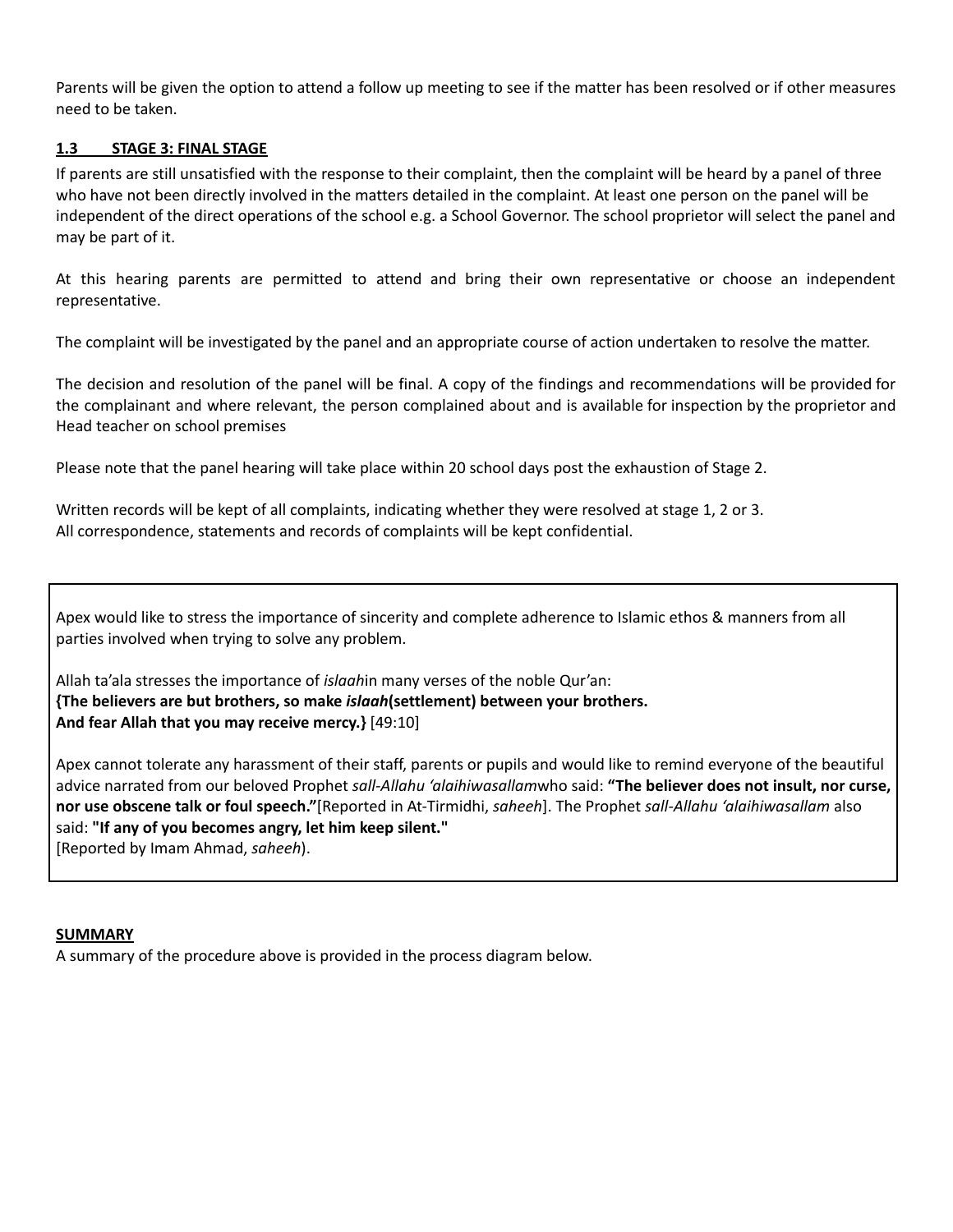Parents will be given the option to attend a follow up meeting to see if the matter has been resolved or if other measures need to be taken.

### 1.3 STAGE 3: FINAL STAGE

If parents are still unsatisfied with the response to their complaint, then the complaint will be heard by a panel of three who have not been directly involved in the matters detailed in the complaint. At least one person on the panel will be independent of the direct operations of the school e.g. a School Governor. The school proprietor will select the panel and may be part of it.

At this hearing parents are permitted to attend and bring their own representative or choose an independent representative.

The complaint will be investigated by the panel and an appropriate course of action undertaken to resolve the matter.

The decision and resolution of the panel will be final. A copy of the findings and recommendations will be provided for the complainant and where relevant, the person complained about and is available for inspection by the proprietor and Head teacher on school premises

Please note that the panel hearing will take place within 20 school days post the exhaustion of Stage 2.

Written records will be kept of all complaints, indicating whether they were resolved at stage 1, 2 or 3.
All correspondence, statements and records of complaints will be kept confidential.

Apex would like to stress the importance of sincerity and complete adherence to Islamic ethos & manners from all parties involved when trying to solve any problem.

Allah ta'ala stresses the importance of *islaah*in many verses of the noble Qur'an:
**{The believers are but brothers, so make *islaah*(settlement) between your brothers.
And fear Allah that you may receive mercy.}** [49:10]

Apex cannot tolerate any harassment of their staff, parents or pupils and would like to remind everyone of the beautiful advice narrated from our beloved Prophet *sall-Allahu 'alaihiwasallam*who said: **"The believer does not insult, nor curse, nor use obscene talk or foul speech."**[Reported in At-Tirmidhi, *saheeh*]. The Prophet *sall-Allahu 'alaihiwasallam* also said: **"If any of you becomes angry, let him keep silent."**
[Reported by Imam Ahmad, *saheeh*).

**SUMMARY**

A summary of the procedure above is provided in the process diagram below.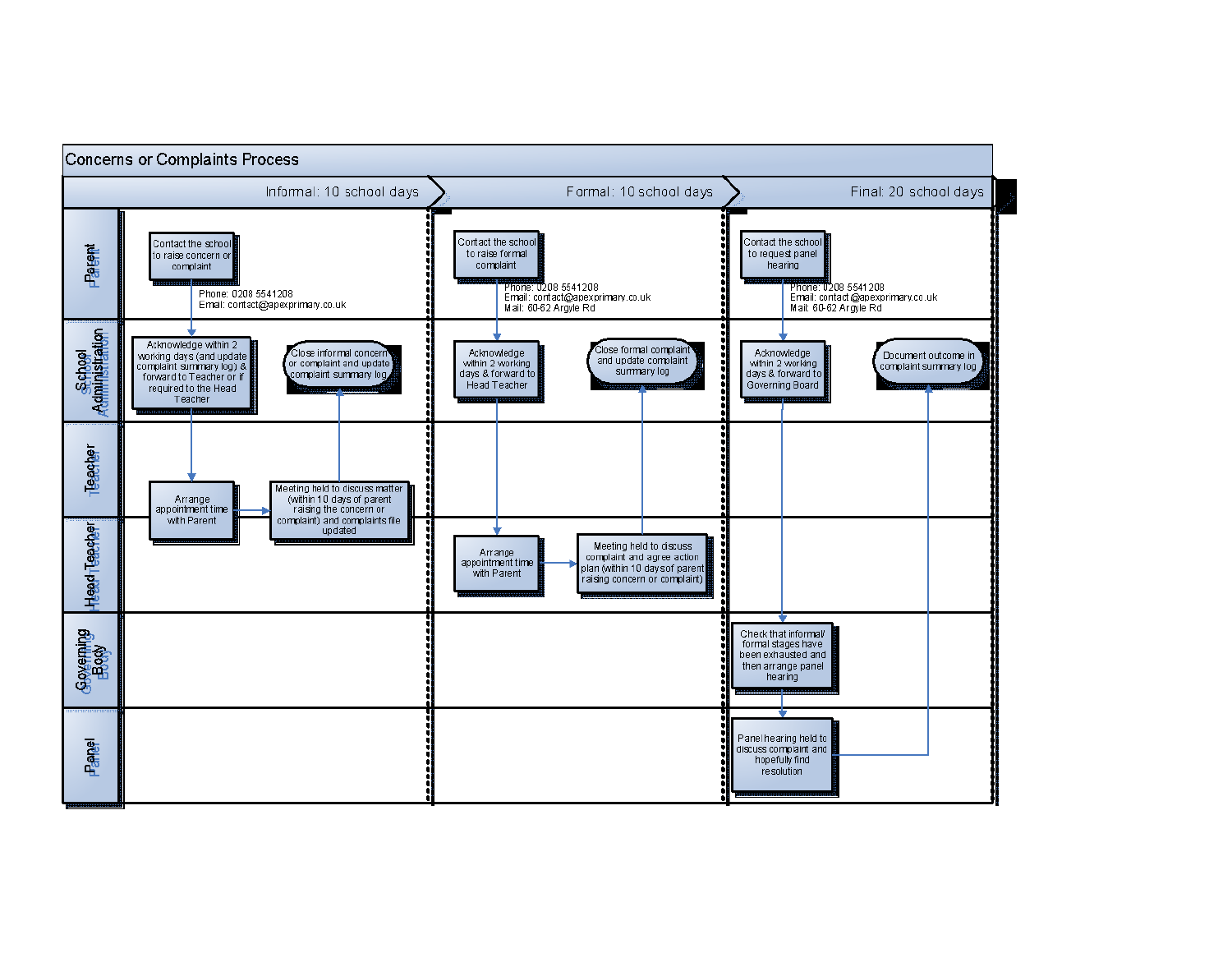# Concerns or Complaints Process

Informal: 10 school days

Formal: 10 school days

Final: 20 school days

Parent

School Administration

Teacher

Head Teacher

Governing Body

Panel

Contact the school to raise concern or complaint

Phone: 0208 5541208
Email: contact@apexprimary.co.uk

Acknowledge within 2 working days (and update complaint summary log) & forward to Teacher or if required to the Head Teacher

Arrange appointment time with Parent

Meeting held to discuss matter (within 10 days of parent raising the concern or complaint) and complaints file updated

Close informal concern or complaint and update complaint summary log

Contact the school to raise formal complaint

Phone: 0208 5541208
Email: contact@apexprimary.co.uk
Mail: 60-62 Argyle Rd

Acknowledge within 2 working days & forward to Head Teacher

Arrange appointment time with Parent

Meeting held to discuss complaint and agree action plan (within 10 days of parent raising concern or complaint)

Close formal complaint and update complaint summary log

Contact the school to request panel hearing

Phone: 0208 5541208
Email: contact@apexprimary.co.uk
Mail: 60-62 Argyle Rd

Acknowledge within 2 working days & forward to Governing Board

Check that informal/formal stages have been exhausted and then arrange panel hearing

Panel hearing held to discuss complaint and hopefully find resolution

Document outcome in complaint summary log